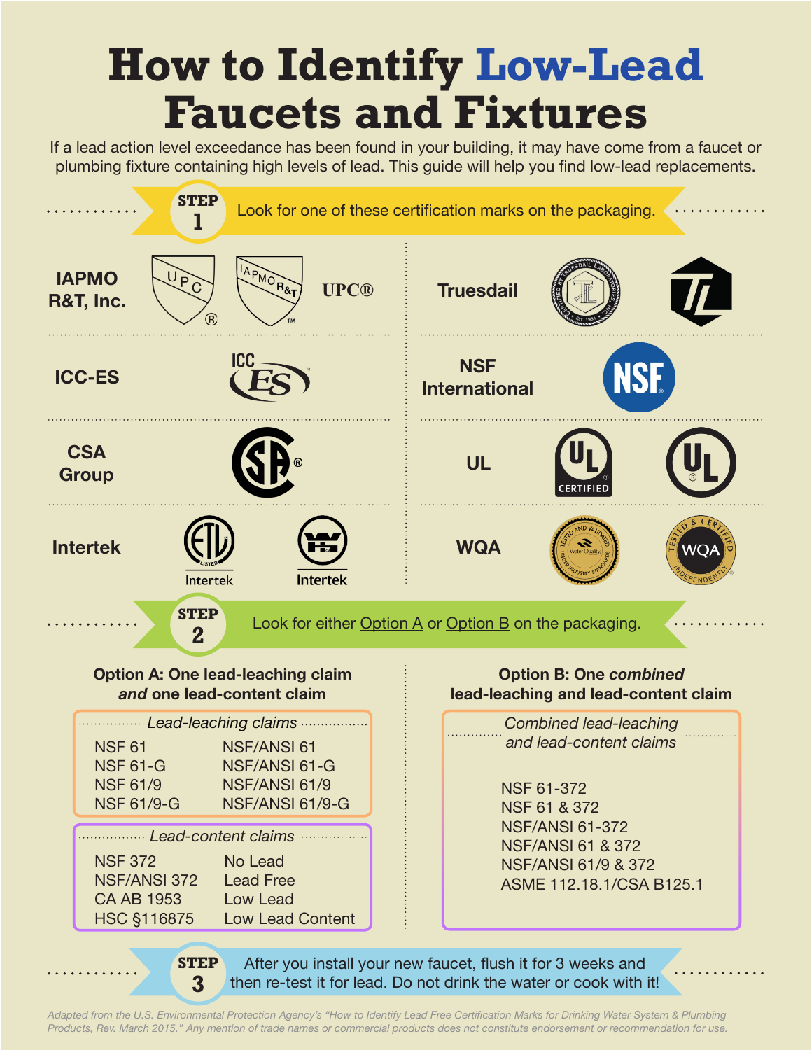# How to Identify Low-Lead Faucets and Fixtures

If a lead action level exceedance has been found in your building, it may have come from a faucet or plumbing fixture containing high levels of lead. This guide will help you find low-lead replacements.

## STEP 1

Look for one of these certification marks on the packaging.

| Organization | Marks |
|---|---|
| IAPMO R&T, Inc. | UPC® |
| Truesdail | |
| ICC-ES | ICC ES |
| NSF International | NSF |
| CSA Group | |
| UL | UL CERTIFIED |
| Intertek | Intertek, Intertek |
| WQA | WQA |

## STEP 2

Look for either Option A or Option B on the packaging.

### Option A: One lead-leaching claim *and* one lead-content claim

*Lead-leaching claims*

| | |
|---|---|
| NSF 61 | NSF/ANSI 61 |
| NSF 61-G | NSF/ANSI 61-G |
| NSF 61/9 | NSF/ANSI 61/9 |
| NSF 61/9-G | NSF/ANSI 61/9-G |

*Lead-content claims*

| | |
|---|---|
| NSF 372 | No Lead |
| NSF/ANSI 372 | Lead Free |
| CA AB 1953 | Low Lead |
| HSC §116875 | Low Lead Content |

### Option B: One *combined* lead-leaching and lead-content claim

*Combined lead-leaching and lead-content claims*

- NSF 61-372
- NSF 61 & 372
- NSF/ANSI 61-372
- NSF/ANSI 61 & 372
- NSF/ANSI 61/9 & 372
- ASME 112.18.1/CSA B125.1

## STEP 3

After you install your new faucet, flush it for 3 weeks and then re-test it for lead. Do not drink the water or cook with it!

*Adapted from the U.S. Environmental Protection Agency's "How to Identify Lead Free Certification Marks for Drinking Water System & Plumbing Products, Rev. March 2015." Any mention of trade names or commercial products does not constitute endorsement or recommendation for use.*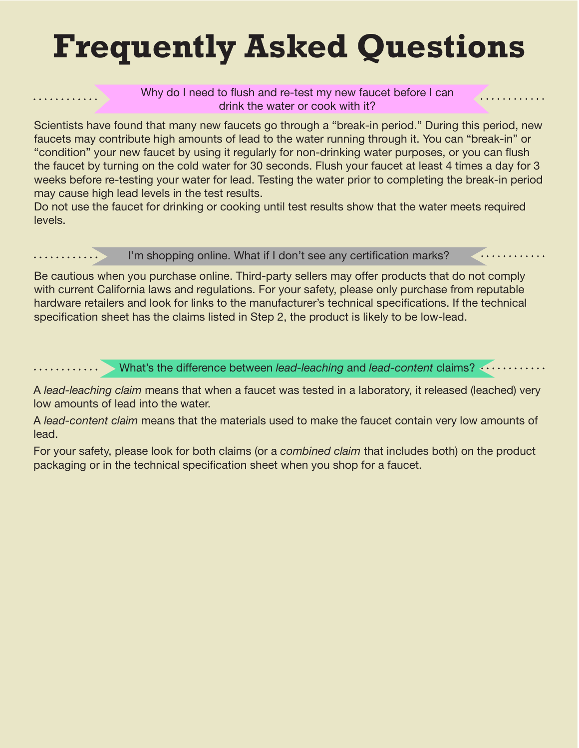# Frequently Asked Questions

### Why do I need to flush and re-test my new faucet before I can drink the water or cook with it?

Scientists have found that many new faucets go through a "break-in period." During this period, new faucets may contribute high amounts of lead to the water running through it. You can "break-in" or "condition" your new faucet by using it regularly for non-drinking water purposes, or you can flush the faucet by turning on the cold water for 30 seconds. Flush your faucet at least 4 times a day for 3 weeks before re-testing your water for lead. Testing the water prior to completing the break-in period may cause high lead levels in the test results.

Do not use the faucet for drinking or cooking until test results show that the water meets required levels.

### I'm shopping online. What if I don't see any certification marks?

Be cautious when you purchase online. Third-party sellers may offer products that do not comply with current California laws and regulations. For your safety, please only purchase from reputable hardware retailers and look for links to the manufacturer's technical specifications. If the technical specification sheet has the claims listed in Step 2, the product is likely to be low-lead.

### What's the difference between *lead-leaching* and *lead-content* claims?

A *lead-leaching claim* means that when a faucet was tested in a laboratory, it released (leached) very low amounts of lead into the water.

A *lead-content claim* means that the materials used to make the faucet contain very low amounts of lead.

For your safety, please look for both claims (or a *combined claim* that includes both) on the product packaging or in the technical specification sheet when you shop for a faucet.